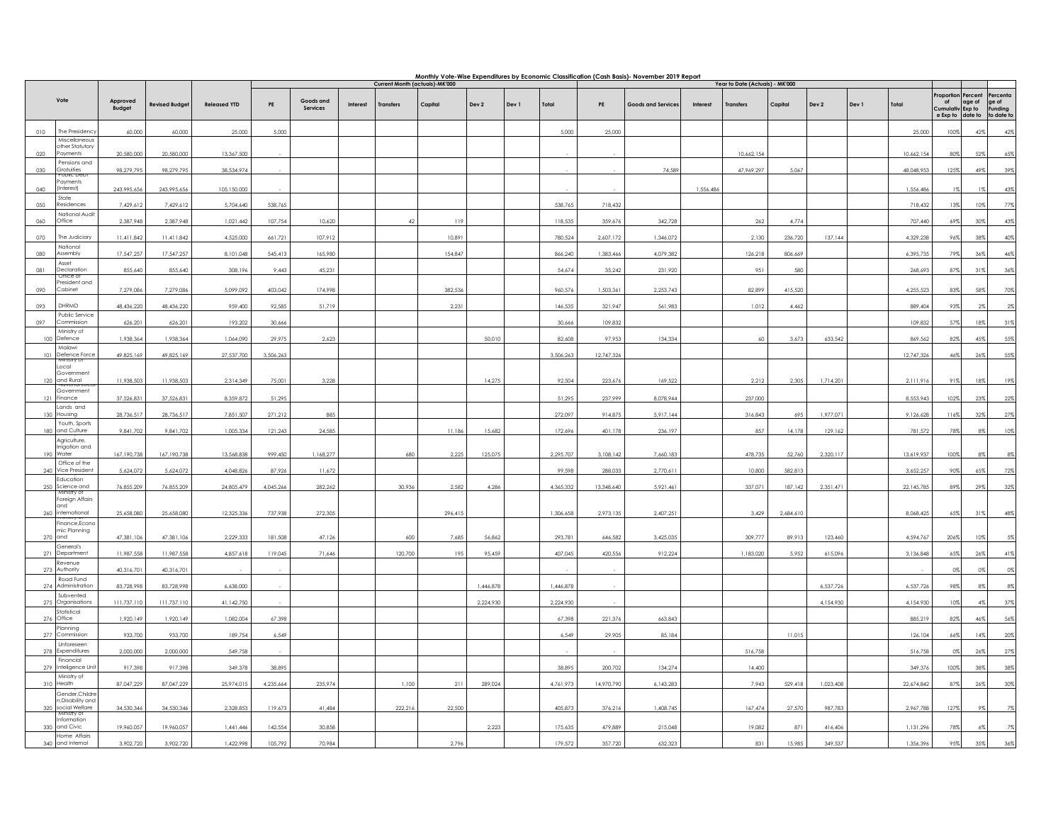# Monthly Vote-Wise Expenditures by Economic Classification (Cash Basis)- November 2019 Report

| | Vote | Approved Budget | Revised Budget | Released YTD | Current Month (actuals)-MK'000 | | | | | | | | Year to Date (Actuals) - MK'000 | | | | | | | | Proportion of Cumulative Exp to | Percentage of Exp to date to | Percentage of Funding to date to |
|---|---|---|---|---|---|---|---|---|---|---|---|---|---|---|---|---|---|---|---|---|---|---|---|
| | | | | | PE | Goods and Services | Interest | Transfers | Capital | Dev 2 | Dev 1 | Total | PE | Goods and Services | Interest | Transfers | Capital | Dev 2 | Dev 1 | Total | | | |
| 010 | The Presidency | 60,000 | 60,000 | 25,000 | 5,000 | | | | | | | 5,000 | 25,000 | | | | | | | 25,000 | 100% | 42% | 42% |
| 020 | Miscellaneous other Statutory Payments | 20,580,000 | 20,580,000 | 13,367,500 | - | | | | | | | - | - | | | 10,662,154 | | | | 10,662,154 | 80% | 52% | 65% |
| 030 | Pensions and Gratuities | 98,279,795 | 98,279,795 | 38,534,974 | - | | | | | | | - | - | 74,589 | | 47,969,297 | 5,067 | | | 48,048,953 | 125% | 49% | 39% |
| 040 | Public Debt Payments (Interest) | 243,995,656 | 243,995,656 | 105,150,000 | - | | | | | | | - | - | | 1,556,486 | | | | | 1,556,486 | 1% | 1% | 43% |
| 050 | State Residences | 7,429,612 | 7,429,612 | 5,704,640 | 538,765 | | | | | | | 538,765 | 718,432 | | | | | | | 718,432 | 13% | 10% | 77% |
| 060 | National Audit Office | 2,387,948 | 2,387,948 | 1,021,442 | 107,754 | 10,620 | | 42 | 119 | | | 118,535 | 359,676 | 342,728 | | 262 | 4,774 | | | 707,440 | 69% | 30% | 43% |
| 070 | The Judiciary | 11,411,842 | 11,411,842 | 4,525,000 | 661,721 | 107,912 | | | 10,891 | | | 780,524 | 2,607,172 | 1,346,072 | | 2,130 | 236,720 | 137,144 | | 4,329,238 | 96% | 38% | 40% |
| 080 | National Assembly | 17,547,257 | 17,547,257 | 8,101,048 | 545,413 | 165,980 | | | 154,847 | | | 866,240 | 1,383,466 | 4,079,382 | | 126,218 | 806,669 | | | 6,395,735 | 79% | 36% | 46% |
| 081 | Asset Declaration | 855,640 | 855,640 | 308,196 | 9,443 | 45,231 | | | | | | 54,674 | 35,242 | 231,920 | | 951 | 580 | | | 268,693 | 87% | 31% | 36% |
| 090 | Office of President and Cabinet | 7,279,086 | 7,279,086 | 5,099,092 | 403,042 | 174,998 | | | 382,536 | | | 960,576 | 1,503,361 | 2,253,743 | | 82,899 | 415,520 | | | 4,255,523 | 83% | 58% | 70% |
| 093 | DHRMD | 48,436,220 | 48,436,220 | 959,400 | 92,585 | 51,719 | | | 2,231 | | | 146,535 | 321,947 | 561,983 | | 1,012 | 4,462 | | | 889,404 | 93% | 2% | 2% |
| 097 | Public Service Commission | 626,201 | 626,201 | 193,202 | 30,666 | | | | | | | 30,666 | 109,832 | | | | | | | 109,832 | 57% | 18% | 31% |
| 100 | Ministry of Defence | 1,938,364 | 1,938,364 | 1,064,090 | 29,975 | 2,623 | | | | 50,010 | | 82,608 | 97,953 | 134,334 | | 60 | 3,673 | 633,542 | | 869,562 | 82% | 45% | 55% |
| 101 | Malawi Defence Force | 49,825,169 | 49,825,169 | 27,537,700 | 3,506,263 | | | | | | | 3,506,263 | 12,747,326 | | | | | | | 12,747,326 | 46% | 26% | 55% |
| 120 | Ministry of Local Government and Rural | 11,938,503 | 11,938,503 | 2,314,349 | 75,001 | 3,228 | | | | 14,275 | | 92,504 | 223,676 | 169,522 | | 2,212 | 2,305 | 1,714,201 | | 2,111,916 | 91% | 18% | 19% |
| 121 | National Local Government Finance | 37,526,831 | 37,526,831 | 8,359,872 | 51,295 | | | | | | | 51,295 | 237,999 | 8,078,944 | | 237,000 | | | | 8,553,943 | 102% | 23% | 22% |
| 130 | Lands and Housing | 28,736,517 | 28,736,517 | 7,851,507 | 271,212 | 885 | | | | | | 272,097 | 914,875 | 5,917,144 | | 316,843 | 695 | 1,977,071 | | 9,126,628 | 116% | 32% | 27% |
| 180 | Youth, Sports and Culture | 9,841,702 | 9,841,702 | 1,005,334 | 121,243 | 24,585 | | | 11,186 | 15,682 | | 172,696 | 401,178 | 236,197 | | 857 | 14,178 | 129,162 | | 781,572 | 78% | 8% | 10% |
| 190 | Agriculture, Irrigation and Water | 167,190,738 | 167,190,738 | 13,568,838 | 999,450 | 1,168,277 | | 680 | 2,225 | 125,075 | | 2,295,707 | 3,108,142 | 7,660,183 | | 478,735 | 52,760 | 2,320,117 | | 13,619,937 | 100% | 8% | 8% |
| 240 | Office of the Vice President | 5,624,072 | 5,624,072 | 4,048,826 | 87,926 | 11,672 | | | | | | 99,598 | 288,033 | 2,770,611 | | 10,800 | 582,813 | | | 3,652,257 | 90% | 65% | 72% |
| 250 | Education Science and | 76,855,209 | 76,855,209 | 24,805,479 | 4,045,266 | 282,262 | | 30,936 | 2,582 | 4,286 | | 4,365,332 | 13,348,640 | 5,921,461 | | 337,071 | 187,142 | 2,351,471 | | 22,145,785 | 89% | 29% | 32% |
| 260 | Ministry of Foreign Affairs and International | 25,658,080 | 25,658,080 | 12,325,336 | 737,938 | 272,305 | | | 296,415 | | | 1,306,658 | 2,973,135 | 2,407,251 | | 3,429 | 2,684,610 | | | 8,068,425 | 65% | 31% | 48% |
| 270 | Ministry of Finance,Economic Planning and | 47,381,106 | 47,381,106 | 2,229,333 | 181,508 | 47,126 | | 600 | 7,685 | 56,862 | | 293,781 | 646,582 | 3,425,035 | | 309,777 | 89,913 | 123,460 | | 4,594,767 | 206% | 10% | 5% |
| 271 | General's Department | 11,987,558 | 11,987,558 | 4,857,618 | 119,045 | 71,646 | | 120,700 | 195 | 95,459 | | 407,045 | 420,556 | 912,224 | | 1,183,020 | 5,952 | 615,096 | | 3,136,848 | 65% | 26% | 41% |
| 273 | Revenue Authority | 40,316,701 | 40,316,701 | - | - | | | | | | | - | - | | | | | | | - | 0% | 0% | 0% |
| 274 | Road Fund Administration | 83,728,998 | 83,728,998 | 6,638,000 | - | | | | | 1,446,878 | | 1,446,878 | - | | | | | 6,537,726 | | 6,537,726 | 98% | 8% | 8% |
| 275 | Subvented Organisations | 111,737,110 | 111,737,110 | 41,142,750 | - | | | | | 2,224,930 | | 2,224,930 | - | | | | | 4,154,930 | | 4,154,930 | 10% | 4% | 37% |
| 276 | Statistical Office | 1,920,149 | 1,920,149 | 1,082,004 | 67,398 | | | | | | | 67,398 | 221,376 | 663,843 | | | | | | 885,219 | 82% | 46% | 56% |
| 277 | Planning Commission | 933,700 | 933,700 | 189,754 | 6,549 | | | | | | | 6,549 | 29,905 | 85,184 | | | 11,015 | | | 126,104 | 66% | 14% | 20% |
| 278 | Unforeseen Expenditures | 2,000,000 | 2,000,000 | 549,758 | - | | | | | | | - | - | | | 516,758 | | | | 516,758 | 0% | 26% | 27% |
| 279 | Financial Inteligence Unit | 917,398 | 917,398 | 349,378 | 38,895 | | | | | | | 38,895 | 200,702 | 134,274 | | 14,400 | | | | 349,376 | 100% | 38% | 38% |
| 310 | Ministry of Health | 87,047,229 | 87,047,229 | 25,974,015 | 4,235,664 | 235,974 | | 1,100 | 211 | 289,024 | | 4,761,973 | 14,970,790 | 6,143,283 | | 7,943 | 529,418 | 1,023,408 | | 22,674,842 | 87% | 26% | 30% |
| 320 | Gender,Children,Disability and social Welfare | 34,530,346 | 34,530,346 | 2,328,853 | 119,673 | 41,484 | | 222,216 | 22,500 | | | 405,873 | 376,216 | 1,408,745 | | 167,474 | 27,570 | 987,783 | | 2,967,788 | 127% | 9% | 7% |
| 330 | Ministry of Information and Civic | 19,960,057 | 19,960,057 | 1,441,446 | 142,554 | 30,858 | | | | 2,223 | | 175,635 | 479,889 | 215,048 | | 19,082 | 871 | 416,406 | | 1,131,296 | 78% | 6% | 7% |
| 340 | Home Affairs and Internal | 3,902,720 | 3,902,720 | 1,422,998 | 105,792 | 70,984 | | | 2,796 | | | 179,572 | 357,720 | 632,323 | | 831 | 15,985 | 349,537 | | 1,356,396 | 95% | 35% | 36% |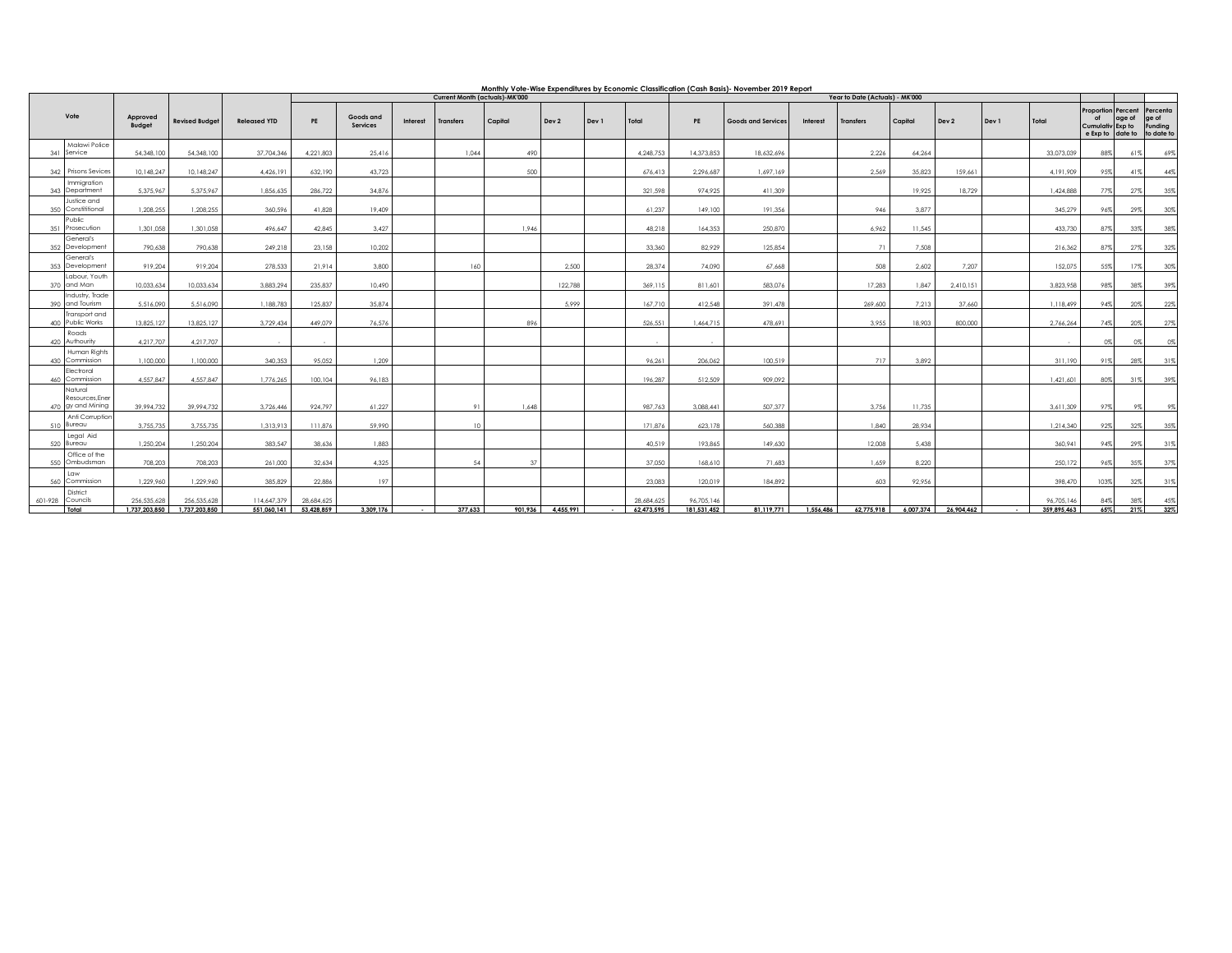**Monthly Vote-Wise Expenditures by Economic Classification (Cash Basis)- November 2019 Report**

| Vote | | Approved Budget | Revised Budget | Released YTD | Current Month (actuals)-MK'000 | | | | | | | | Year to Date (Actuals) - MK'000 | | | | | | | | Proportion of Cumulative Exp to | Percentage of Exp to date to | Percentage of Funding to date to |
|---|---|---|---|---|---|---|---|---|---|---|---|---|---|---|---|---|---|---|---|---|---|---|---|
| | | | | | PE | Goods and Services | Interest | Transfers | Capital | Dev 2 | Dev 1 | Total | PE | Goods and Services | Interest | Transfers | Capital | Dev 2 | Dev 1 | Total | | | |
| 341 | Malawi Police Service | 54,348,100 | 54,348,100 | 37,704,346 | 4,221,803 | 25,416 | | 1,044 | 490 | | | 4,248,753 | 14,373,853 | 18,632,696 | | 2,226 | 64,264 | | | 33,073,039 | 88% | 61% | 69% |
| 342 | Prisons Sevices | 10,148,247 | 10,148,247 | 4,426,191 | 632,190 | 43,723 | | | 500 | | | 676,413 | 2,296,687 | 1,697,169 | | 2,569 | 35,823 | 159,661 | | 4,191,909 | 95% | 41% | 44% |
| 343 | Immigration Department | 5,375,967 | 5,375,967 | 1,856,635 | 286,722 | 34,876 | | | | | | 321,598 | 974,925 | 411,309 | | | 19,925 | 18,729 | | 1,424,888 | 77% | 27% | 35% |
| 350 | Justice and Constititional | 1,208,255 | 1,208,255 | 360,596 | 41,828 | 19,409 | | | | | | 61,237 | 149,100 | 191,356 | | 946 | 3,877 | | | 345,279 | 96% | 29% | 30% |
| 351 | Public Prosecution | 1,301,058 | 1,301,058 | 496,647 | 42,845 | 3,427 | | | 1,946 | | | 48,218 | 164,353 | 250,870 | | 6,962 | 11,545 | | | 433,730 | 87% | 33% | 38% |
| 352 | General's Development | 790,638 | 790,638 | 249,218 | 23,158 | 10,202 | | | | | | 33,360 | 82,929 | 125,854 | | 71 | 7,508 | | | 216,362 | 87% | 27% | 32% |
| 353 | General's Development | 919,204 | 919,204 | 278,533 | 21,914 | 3,800 | | 160 | | 2,500 | | 28,374 | 74,090 | 67,668 | | 508 | 2,602 | 7,207 | | 152,075 | 55% | 17% | 30% |
| 370 | Labour, Youth and Man | 10,033,634 | 10,033,634 | 3,883,294 | 235,837 | 10,490 | | | | 122,788 | | 369,115 | 811,601 | 583,076 | | 17,283 | 1,847 | 2,410,151 | | 3,823,958 | 98% | 38% | 39% |
| 390 | Industry, Trade and Tourism | 5,516,090 | 5,516,090 | 1,188,783 | 125,837 | 35,874 | | | | 5,999 | | 167,710 | 412,548 | 391,478 | | 269,600 | 7,213 | 37,660 | | 1,118,499 | 94% | 20% | 22% |
| 400 | Transport and Public Works | 13,825,127 | 13,825,127 | 3,729,434 | 449,079 | 76,576 | | | 896 | | | 526,551 | 1,464,715 | 478,691 | | 3,955 | 18,903 | 800,000 | | 2,766,264 | 74% | 20% | 27% |
| 420 | Roads Authourity | 4,217,707 | 4,217,707 | - | - | | | | | | | - | - | | | | | | | - | 0% | 0% | 0% |
| 430 | Human Rights Commission | 1,100,000 | 1,100,000 | 340,353 | 95,052 | 1,209 | | | | | | 96,261 | 206,062 | 100,519 | | 717 | 3,892 | | | 311,190 | 91% | 28% | 31% |
| 460 | Electoral Commission | 4,557,847 | 4,557,847 | 1,776,265 | 100,104 | 96,183 | | | | | | 196,287 | 512,509 | 909,092 | | | | | | 1,421,601 | 80% | 31% | 39% |
| 470 | Natural Resources,Energy and Mining | 39,994,732 | 39,994,732 | 3,726,446 | 924,797 | 61,227 | | 91 | 1,648 | | | 987,763 | 3,088,441 | 507,377 | | 3,756 | 11,735 | | | 3,611,309 | 97% | 9% | 9% |
| 510 | Anti Corruption Bureau | 3,755,735 | 3,755,735 | 1,313,913 | 111,876 | 59,990 | | 10 | | | | 171,876 | 623,178 | 560,388 | | 1,840 | 28,934 | | | 1,214,340 | 92% | 32% | 35% |
| 520 | Legal Aid Bureau | 1,250,204 | 1,250,204 | 383,547 | 38,636 | 1,883 | | | | | | 40,519 | 193,865 | 149,630 | | 12,008 | 5,438 | | | 360,941 | 94% | 29% | 31% |
| 550 | Office of the Ombudsman | 708,203 | 708,203 | 261,000 | 32,634 | 4,325 | | 54 | 37 | | | 37,050 | 168,610 | 71,683 | | 1,659 | 8,220 | | | 250,172 | 96% | 35% | 37% |
| 560 | Law Commission | 1,229,960 | 1,229,960 | 385,829 | 22,886 | 197 | | | | | | 23,083 | 120,019 | 184,892 | | 603 | 92,956 | | | 398,470 | 103% | 32% | 31% |
| 601-928 | District Councils | 256,535,628 | 256,535,628 | 114,647,379 | 28,684,625 | | | | | | | 28,684,625 | 96,705,146 | | | | | | | 96,705,146 | 84% | 38% | 45% |
| | Total | 1,737,203,850 | 1,737,203,850 | 551,060,141 | 53,428,859 | 3,309,176 | - | 377,633 | 901,936 | 4,455,991 | - | 62,473,595 | 181,531,452 | 81,119,771 | 1,556,486 | 62,775,918 | 6,007,374 | 26,904,462 | - | 359,895,463 | 65% | 21% | 32% |